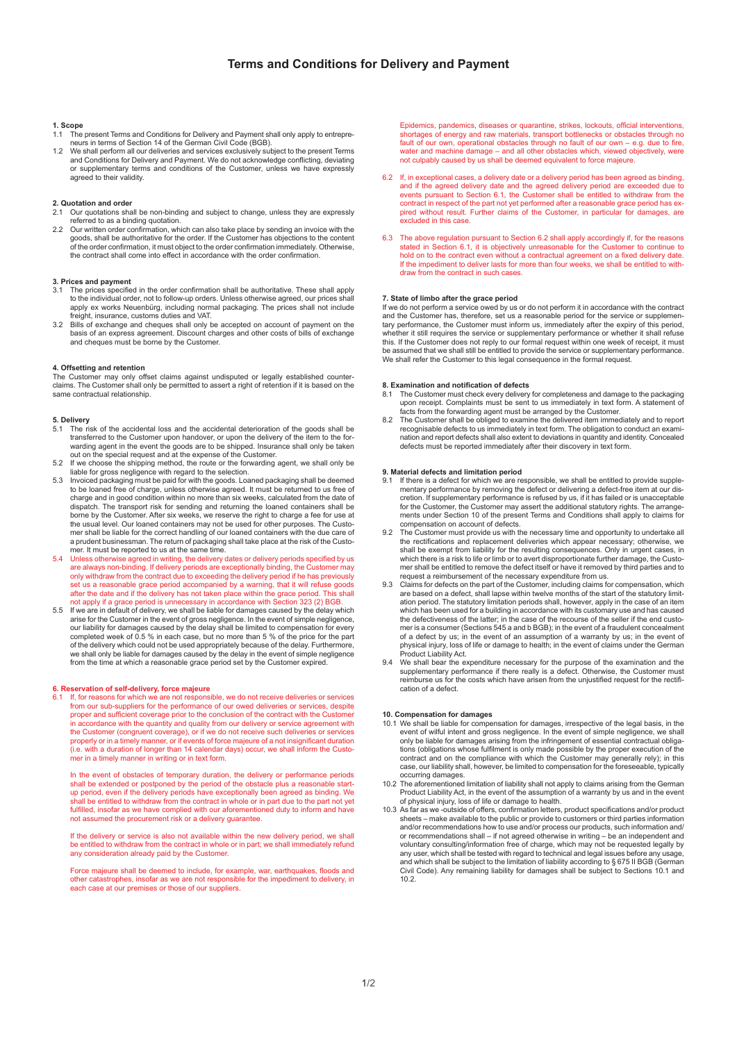# Terms and Conditions for Delivery and Payment

**1. Scope**

1.1 The present Terms and Conditions for Delivery and Payment shall only apply to entrepreneurs in terms of Section 14 of the German Civil Code (BGB).

1.2 We shall perform all our deliveries and services exclusively subject to the present Terms and Conditions for Delivery and Payment. We do not acknowledge conflicting, deviating or supplementary terms and conditions of the Customer, unless we have expressly agreed to their validity.

**2. Quotation and order**

2.1 Our quotations shall be non-binding and subject to change, unless they are expressly referred to as a binding quotation.

2.2 Our written order confirmation, which can also take place by sending an invoice with the goods, shall be authoritative for the order. If the Customer has objections to the content of the order confirmation, it must object to the order confirmation immediately. Otherwise, the contract shall come into effect in accordance with the order confirmation.

**3. Prices and payment**

3.1 The prices specified in the order confirmation shall be authoritative. These shall apply to the individual order, not to follow-up orders. Unless otherwise agreed, our prices shall apply ex works Neuenbürg, including normal packaging. The prices shall not include freight, insurance, customs duties and VAT.

3.2 Bills of exchange and cheques shall only be accepted on account of payment on the basis of an express agreement. Discount charges and other costs of bills of exchange and cheques must be borne by the Customer.

**4. Offsetting and retention**

The Customer may only offset claims against undisputed or legally established counterclaims. The Customer shall only be permitted to assert a right of retention if it is based on the same contractual relationship.

**5. Delivery**

5.1 The risk of the accidental loss and the accidental deterioration of the goods shall be transferred to the Customer upon handover, or upon the delivery of the item to the forwarding agent in the event the goods are to be shipped. Insurance shall only be taken out on the special request and at the expense of the Customer.

5.2 If we choose the shipping method, the route or the forwarding agent, we shall only be liable for gross negligence with regard to the selection.

5.3 Invoiced packaging must be paid for with the goods. Loaned packaging shall be deemed to be loaned free of charge, unless otherwise agreed. It must be returned to us free of charge and in good condition within no more than six weeks, calculated from the date of dispatch. The transport risk for sending and returning the loaned containers shall be borne by the Customer. After six weeks, we reserve the right to charge a fee for use at the usual level. Our loaned containers may not be used for other purposes. The Customer shall be liable for the correct handling of our loaned containers with the due care of a prudent businessman. The return of packaging shall take place at the risk of the Customer. It must be reported to us at the same time.

5.4 Unless otherwise agreed in writing, the delivery dates or delivery periods specified by us are always non-binding. If delivery periods are exceptionally binding, the Customer may only withdraw from the contract due to exceeding the delivery period if he has previously set us a reasonable grace period accompanied by a warning, that it will refuse goods after the date and if the delivery has not taken place within the grace period. This shall not apply if a grace period is unnecessary in accordance with Section 323 (2) BGB.

5.5 If we are in default of delivery, we shall be liable for damages caused by the delay which arise for the Customer in the event of gross negligence. In the event of simple negligence, our liability for damages caused by the delay shall be limited to compensation for every completed week of 0.5 % in each case, but no more than 5 % of the price for the part of the delivery which could not be used appropriately because of the delay. Furthermore, we shall only be liable for damages caused by the delay in the event of simple negligence from the time at which a reasonable grace period set by the Customer expired.

**6. Reservation of self-delivery, force majeure**

6.1 If, for reasons for which we are not responsible, we do not receive deliveries or services from our sub-suppliers for the performance of our owed deliveries or services, despite proper and sufficient coverage prior to the conclusion of the contract with the Customer in accordance with the quantity and quality from our delivery or service agreement with the Customer (congruent coverage), or if we do not receive such deliveries or services properly or in a timely manner, or if events of force majeure of a not insignificant duration (i.e. with a duration of longer than 14 calendar days) occur, we shall inform the Customer in a timely manner in writing or in text form.

In the event of obstacles of temporary duration, the delivery or performance periods shall be extended or postponed by the period of the obstacle plus a reasonable start-up period, even if the delivery periods have exceptionally been agreed as binding. We shall be entitled to withdraw from the contract in whole or in part due to the part not yet fulfilled, insofar as we have complied with our aforementioned duty to inform and have not assumed the procurement risk or a delivery guarantee.

If the delivery or service is also not available within the new delivery period, we shall be entitled to withdraw from the contract in whole or in part; we shall immediately refund any consideration already paid by the Customer.

Force majeure shall be deemed to include, for example, war, earthquakes, floods and other catastrophes, insofar as we are not responsible for the impediment to delivery, in each case at our premises or those of our suppliers.

Epidemics, pandemics, diseases or quarantine, strikes, lockouts, official interventions, shortages of energy and raw materials, transport bottlenecks or obstacles through no fault of our own, operational obstacles through no fault of our own – e.g. due to fire, water and machine damage – and all other obstacles which, viewed objectively, were not culpably caused by us shall be deemed equivalent to force majeure.

6.2 If, in exceptional cases, a delivery date or a delivery period has been agreed as binding, and if the agreed delivery date and the agreed delivery period are exceeded due to events pursuant to Section 6.1, the Customer shall be entitled to withdraw from the contract in respect of the part not yet performed after a reasonable grace period has expired without result. Further claims of the Customer, in particular for damages, are excluded in this case.

6.3 The above regulation pursuant to Section 6.2 shall apply accordingly if, for the reasons stated in Section 6.1, it is objectively unreasonable for the Customer to continue to hold on to the contract even without a contractual agreement on a fixed delivery date. If the impediment to deliver lasts for more than four weeks, we shall be entitled to withdraw from the contract in such cases.

**7. State of limbo after the grace period**

If we do not perform a service owed by us or do not perform it in accordance with the contract and the Customer has, therefore, set us a reasonable period for the service or supplementary performance, the Customer must inform us, immediately after the expiry of this period, whether it still requires the service or supplementary performance or whether it shall refuse this. If the Customer does not reply to our formal request within one week of receipt, it must be assumed that we shall still be entitled to provide the service or supplementary performance. We shall refer the Customer to this legal consequence in the formal request.

**8. Examination and notification of defects**

8.1 The Customer must check every delivery for completeness and damage to the packaging upon receipt. Complaints must be sent to us immediately in text form. A statement of facts from the forwarding agent must be arranged by the Customer.

8.2 The Customer shall be obliged to examine the delivered item immediately and to report recognisable defects to us immediately in text form. The obligation to conduct an examination and report defects shall also extend to deviations in quantity and identity. Concealed defects must be reported immediately after their discovery in text form.

**9. Material defects and limitation period**

9.1 If there is a defect for which we are responsible, we shall be entitled to provide supplementary performance by removing the defect or delivering a defect-free item at our discretion. If supplementary performance is refused by us, if it has failed or is unacceptable for the Customer, the Customer may assert the additional statutory rights. The arrangements under Section 10 of the present Terms and Conditions shall apply to claims for compensation on account of defects.

9.2 The Customer must provide us with the necessary time and opportunity to undertake all the rectifications and replacement deliveries which appear necessary; otherwise, we shall be exempt from liability for the resulting consequences. Only in urgent cases, in which there is a risk to life or limb or to avert disproportionate further damage, the Customer shall be entitled to remove the defect itself or have it removed by third parties and to request a reimbursement of the necessary expenditure from us.

9.3 Claims for defects on the part of the Customer, including claims for compensation, which are based on a defect, shall lapse within twelve months of the start of the statutory limitation period. The statutory limitation periods shall, however, apply in the case of an item which has been used for a building in accordance with its customary use and has caused the defectiveness of the latter; in the case of the recourse of the seller if the end customer is a consumer (Sections 545 a and b BGB); in the event of a fraudulent concealment of a defect by us; in the event of an assumption of a warranty by us; in the event of physical injury, loss of life or damage to health; in the event of claims under the German Product Liability Act.

9.4 We shall bear the expenditure necessary for the purpose of the examination and the supplementary performance if there really is a defect. Otherwise, the Customer must reimburse us for the costs which have arisen from the unjustified request for the rectification of a defect.

**10. Compensation for damages**

10.1 We shall be liable for compensation for damages, irrespective of the legal basis, in the event of wilful intent and gross negligence. In the event of simple negligence, we shall only be liable for damages arising from the infringement of essential contractual obligations (obligations whose fulfilment is only made possible by the proper execution of the contract and on the compliance with which the Customer may generally rely); in this case, our liability shall, however, be limited to compensation for the foreseeable, typically occurring damages.

10.2 The aforementioned limitation of liability shall not apply to claims arising from the German Product Liability Act, in the event of the assumption of a warranty by us and in the event of physical injury, loss of life or damage to health.

10.3 As far as we -outside of offers, confirmation letters, product specifications and/or product sheets – make available to the public or provide to customers or third parties information and/or recommendations how to use and/or process our products, such information and/or recommendations shall – if not agreed otherwise in writing – be an independent and voluntary consulting/information free of charge, which may not be requested legally by any user, which shall be tested with regard to technical and legal issues before any usage, and which shall be subject to the limitation of liability according to § 675 II BGB (German Civil Code). Any remaining liability for damages shall be subject to Sections 10.1 and 10.2.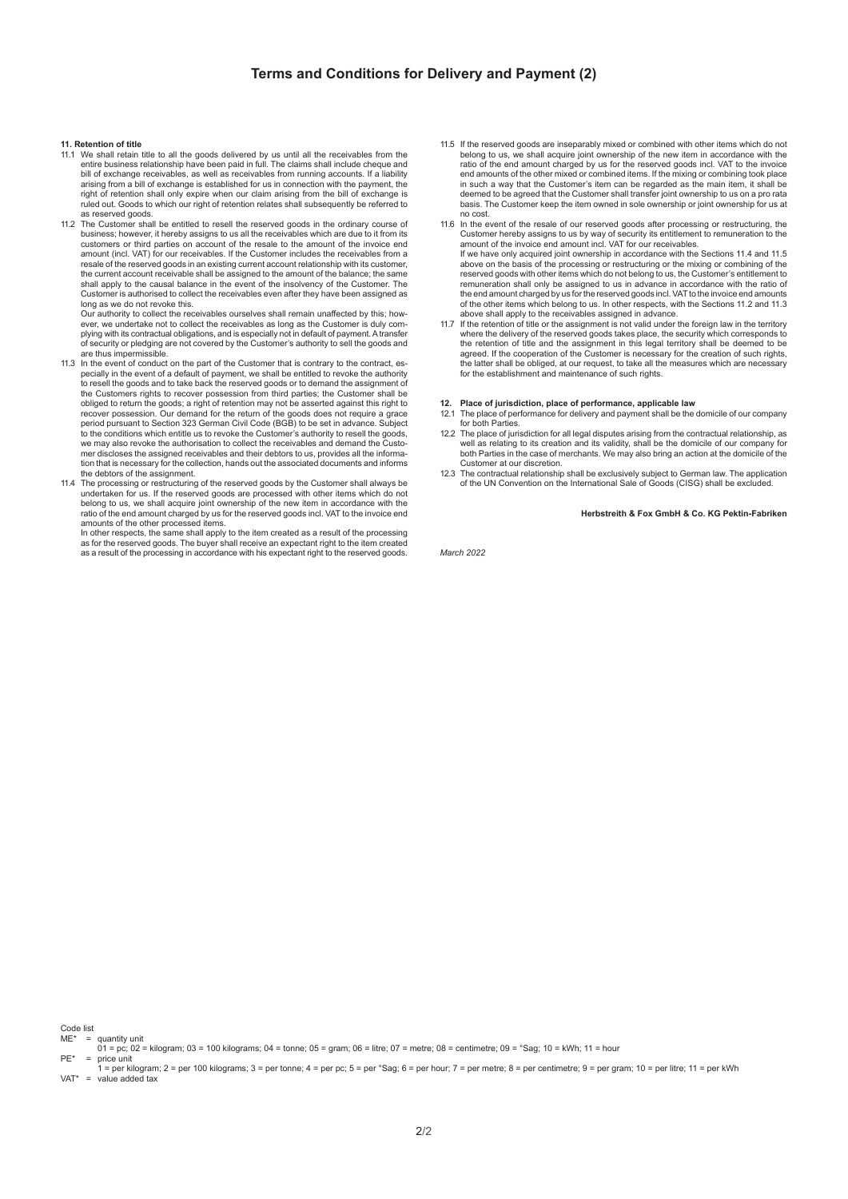# Terms and Conditions for Delivery and Payment (2)

### 11. Retention of title

11.1 We shall retain title to all the goods delivered by us until all the receivables from the entire business relationship have been paid in full. The claims shall include cheque and bill of exchange receivables, as well as receivables from running accounts. If a liability arising from a bill of exchange is established for us in connection with the payment, the right of retention shall only expire when our claim arising from the bill of exchange is ruled out. Goods to which our right of retention relates shall subsequently be referred to as reserved goods.

11.2 The Customer shall be entitled to resell the reserved goods in the ordinary course of business; however, it hereby assigns to us all the receivables which are due to it from its customers or third parties on account of the resale to the amount of the invoice end amount (incl. VAT) for our receivables. If the Customer includes the receivables from a resale of the reserved goods in an existing current account relationship with its customer, the current account receivable shall be assigned to the amount of the balance; the same shall apply to the causal balance in the event of the insolvency of the Customer. The Customer is authorised to collect the receivables even after they have been assigned as long as we do not revoke this.
Our authority to collect the receivables ourselves shall remain unaffected by this; however, we undertake not to collect the receivables as long as the Customer is duly complying with its contractual obligations, and is especially not in default of payment. A transfer of security or pledging are not covered by the Customer's authority to sell the goods and are thus impermissible.

11.3 In the event of conduct on the part of the Customer that is contrary to the contract, especially in the event of a default of payment, we shall be entitled to revoke the authority to resell the goods and to take back the reserved goods or to demand the assignment of the Customers rights to recover possession from third parties; the Customer shall be obliged to return the goods; a right of retention may not be asserted against this right to recover possession. Our demand for the return of the goods does not require a grace period pursuant to Section 323 German Civil Code (BGB) to be set in advance. Subject to the conditions which entitle us to revoke the Customer's authority to resell the goods, we may also revoke the authorisation to collect the receivables and demand the Customer discloses the assigned receivables and their debtors to us, provides all the information that is necessary for the collection, hands out the associated documents and informs the debtors of the assignment.

11.4 The processing or restructuring of the reserved goods by the Customer shall always be undertaken for us. If the reserved goods are processed with other items which do not belong to us, we shall acquire joint ownership of the new item in accordance with the ratio of the end amount charged by us for the reserved goods incl. VAT to the invoice end amounts of the other processed items.
In other respects, the same shall apply to the item created as a result of the processing as for the reserved goods. The buyer shall receive an expectant right to the item created as a result of the processing in accordance with his expectant right to the reserved goods.

11.5 If the reserved goods are inseparably mixed or combined with other items which do not belong to us, we shall acquire joint ownership of the new item in accordance with the ratio of the end amount charged by us for the reserved goods incl. VAT to the invoice end amounts of the other mixed or combined items. If the mixing or combining took place in such a way that the Customer's item can be regarded as the main item, it shall be deemed to be agreed that the Customer shall transfer joint ownership to us on a pro rata basis. The Customer keep the item owned in sole ownership or joint ownership for us at no cost.

11.6 In the event of the resale of our reserved goods after processing or restructuring, the Customer hereby assigns to us by way of security its entitlement to remuneration to the amount of the invoice end amount incl. VAT for our receivables.
If we have only acquired joint ownership in accordance with the Sections 11.4 and 11.5 above on the basis of the processing or restructuring or the mixing or combining of the reserved goods with other items which do not belong to us, the Customer's entitlement to remuneration shall only be assigned to us in advance in accordance with the ratio of the end amount charged by us for the reserved goods incl. VAT to the invoice end amounts of the other items which belong to us. In other respects, with the Sections 11.2 and 11.3 above shall apply to the receivables assigned in advance.

11.7 If the retention of title or the assignment is not valid under the foreign law in the territory where the delivery of the reserved goods takes place, the security which corresponds to the retention of title and the assignment in this legal territory shall be deemed to be agreed. If the cooperation of the Customer is necessary for the creation of such rights, the latter shall be obliged, at our request, to take all the measures which are necessary for the establishment and maintenance of such rights.

### 12. Place of jurisdiction, place of performance, applicable law

12.1 The place of performance for delivery and payment shall be the domicile of our company for both Parties.

12.2 The place of jurisdiction for all legal disputes arising from the contractual relationship, as well as relating to its creation and its validity, shall be the domicile of our company for both Parties in the case of merchants. We may also bring an action at the domicile of the Customer at our discretion.

12.3 The contractual relationship shall be exclusively subject to German law. The application of the UN Convention on the International Sale of Goods (CISG) shall be excluded.

**Herbstreith & Fox GmbH & Co. KG Pektin-Fabriken**

*March 2022*

Code list

ME* = quantity unit
01 = pc; 02 = kilogram; 03 = 100 kilograms; 04 = tonne; 05 = gram; 06 = litre; 07 = metre; 08 = centimetre; 09 = °Sag; 10 = kWh; 11 = hour

PE* = price unit
1 = per kilogram; 2 = per 100 kilograms; 3 = per tonne; 4 = per pc; 5 = per °Sag; 6 = per hour; 7 = per metre; 8 = per centimetre; 9 = per gram; 10 = per litre; 11 = per kWh

VAT* = value added tax